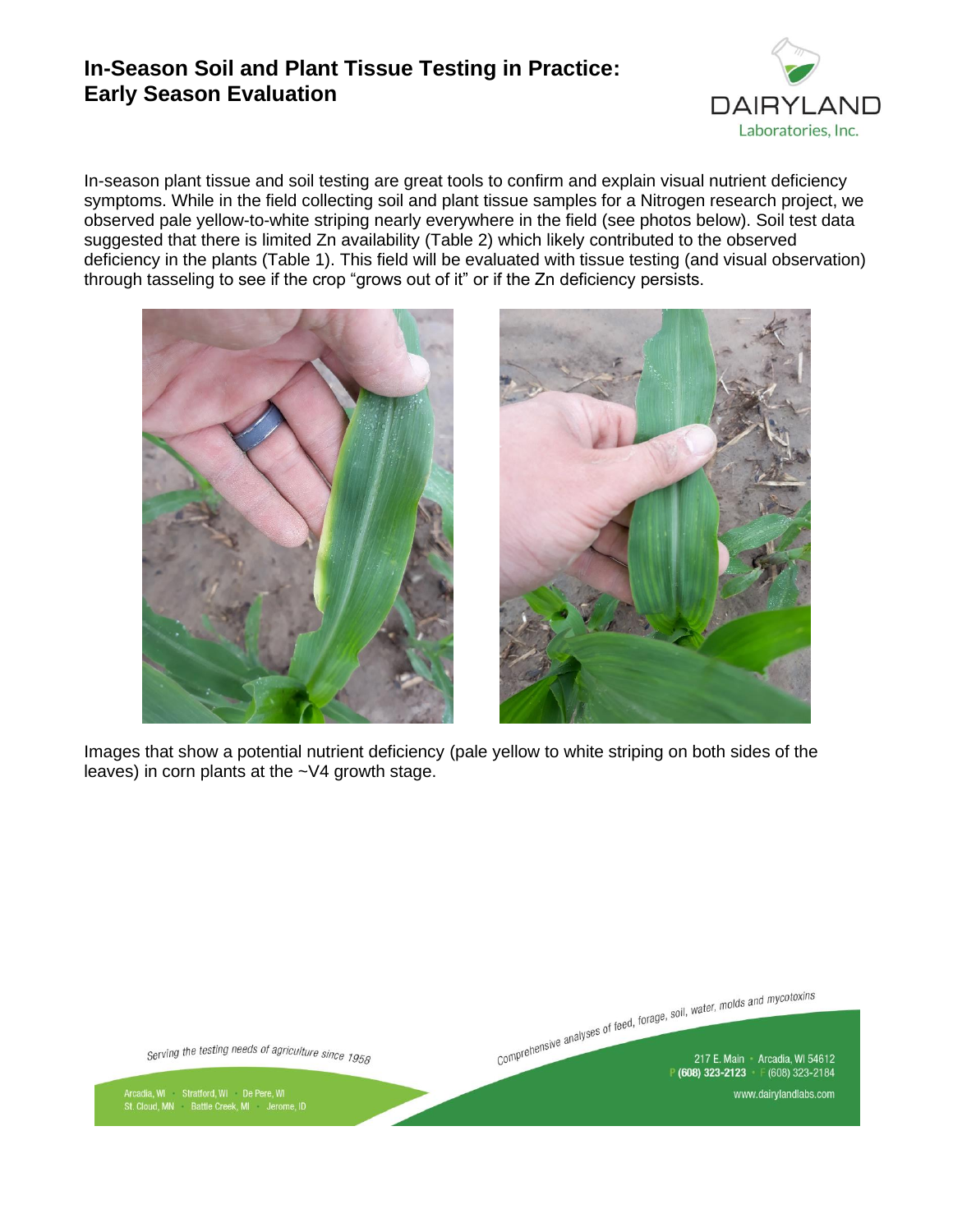# In-Season Soil and Plant Tissue Testing in Practice: Early Season Evaluation

In-season plant tissue and soil testing are great tools to confirm and explain visual nutrient deficiency symptoms. While in the field collecting soil and plant tissue samples for a Nitrogen research project, we observed pale yellow-to-white striping nearly everywhere in the field (see photos below). Soil test data suggested that there is limited Zn availability (Table 2) which likely contributed to the observed deficiency in the plants (Table 1). This field will be evaluated with tissue testing (and visual observation) through tasseling to see if the crop "grows out of it" or if the Zn deficiency persists.

Images that show a potential nutrient deficiency (pale yellow to white striping on both sides of the leaves) in corn plants at the ~V4 growth stage.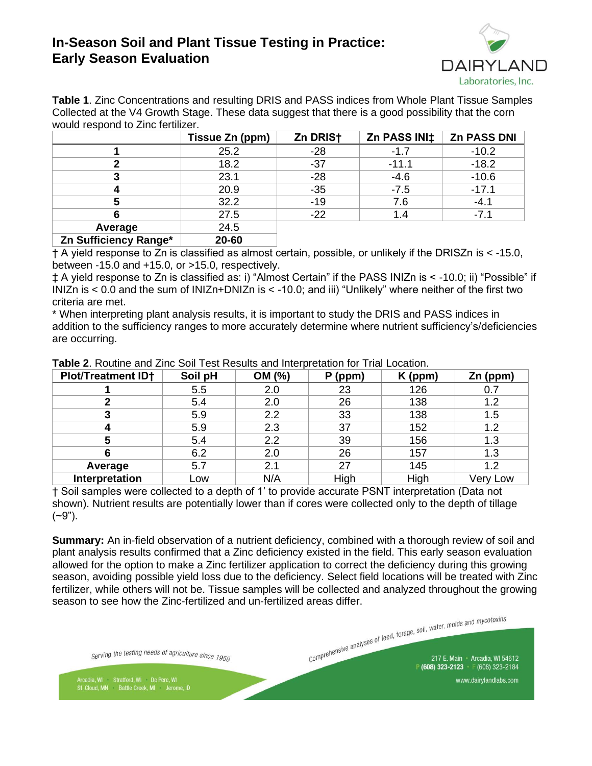# In-Season Soil and Plant Tissue Testing in Practice: Early Season Evaluation

**Table 1**. Zinc Concentrations and resulting DRIS and PASS indices from Whole Plant Tissue Samples Collected at the V4 Growth Stage. These data suggest that there is a good possibility that the corn would respond to Zinc fertilizer.

| | Tissue Zn (ppm) | Zn DRIS† | Zn PASS INI‡ | Zn PASS DNI |
|---|---|---|---|---|
| **1** | 25.2 | -28 | -1.7 | -10.2 |
| **2** | 18.2 | -37 | -11.1 | -18.2 |
| **3** | 23.1 | -28 | -4.6 | -10.6 |
| **4** | 20.9 | -35 | -7.5 | -17.1 |
| **5** | 32.2 | -19 | 7.6 | -4.1 |
| **6** | 27.5 | -22 | 1.4 | -7.1 |
| **Average** | 24.5 | | | |
| **Zn Sufficiency Range*** | **20-60** | | | |

† A yield response to Zn is classified as almost certain, possible, or unlikely if the DRISZn is < -15.0, between -15.0 and +15.0, or >15.0, respectively.

‡ A yield response to Zn is classified as: i) "Almost Certain" if the PASS INIZn is < -10.0; ii) "Possible" if INIZn is < 0.0 and the sum of INIZn+DNIZn is < -10.0; and iii) "Unlikely" where neither of the first two criteria are met.

* When interpreting plant analysis results, it is important to study the DRIS and PASS indices in addition to the sufficiency ranges to more accurately determine where nutrient sufficiency's/deficiencies are occurring.

**Table 2**. Routine and Zinc Soil Test Results and Interpretation for Trial Location.

| Plot/Treatment ID† | Soil pH | OM (%) | P (ppm) | K (ppm) | Zn (ppm) |
|---|---|---|---|---|---|
| **1** | 5.5 | 2.0 | 23 | 126 | 0.7 |
| **2** | 5.4 | 2.0 | 26 | 138 | 1.2 |
| **3** | 5.9 | 2.2 | 33 | 138 | 1.5 |
| **4** | 5.9 | 2.3 | 37 | 152 | 1.2 |
| **5** | 5.4 | 2.2 | 39 | 156 | 1.3 |
| **6** | 6.2 | 2.0 | 26 | 157 | 1.3 |
| **Average** | 5.7 | 2.1 | 27 | 145 | 1.2 |
| **Interpretation** | Low | N/A | High | High | Very Low |

† Soil samples were collected to a depth of 1' to provide accurate PSNT interpretation (Data not shown). Nutrient results are potentially lower than if cores were collected only to the depth of tillage (~9").

**Summary:** An in-field observation of a nutrient deficiency, combined with a thorough review of soil and plant analysis results confirmed that a Zinc deficiency existed in the field. This early season evaluation allowed for the option to make a Zinc fertilizer application to correct the deficiency during this growing season, avoiding possible yield loss due to the deficiency. Select field locations will be treated with Zinc fertilizer, while others will not be. Tissue samples will be collected and analyzed throughout the growing season to see how the Zinc-fertilized and un-fertilized areas differ.